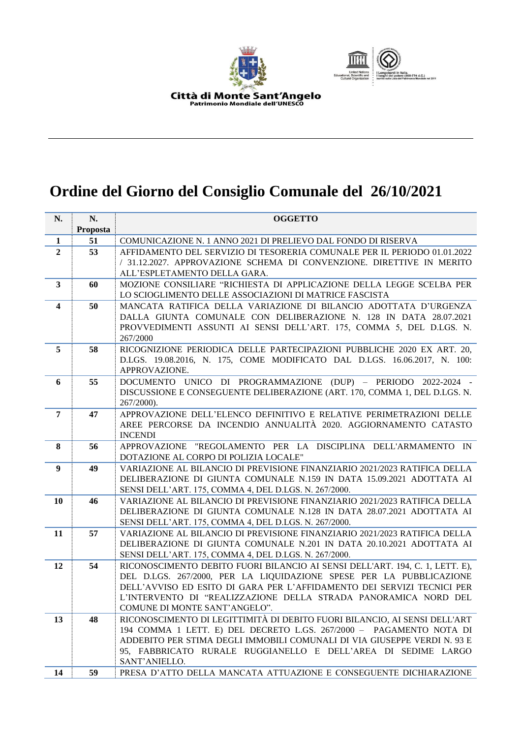Città di Monte Sant'Angelo
Patrimonio Mondiale dell'UNESCO

# Ordine del Giorno del Consiglio Comunale del 26/10/2021

| N. | N. Proposta | OGGETTO |
|---|---|---|
| 1 | 51 | COMUNICAZIONE N. 1 ANNO 2021 DI PRELIEVO DAL FONDO DI RISERVA |
| 2 | 53 | AFFIDAMENTO DEL SERVIZIO DI TESORERIA COMUNALE PER IL PERIODO 01.01.2022 / 31.12.2027. APPROVAZIONE SCHEMA DI CONVENZIONE. DIRETTIVE IN MERITO ALL'ESPLETAMENTO DELLA GARA. |
| 3 | 60 | MOZIONE CONSILIARE "RICHIESTA DI APPLICAZIONE DELLA LEGGE SCELBA PER LO SCIOGLIMENTO DELLE ASSOCIAZIONI DI MATRICE FASCISTA |
| 4 | 50 | MANCATA RATIFICA DELLA VARIAZIONE DI BILANCIO ADOTTATA D'URGENZA DALLA GIUNTA COMUNALE CON DELIBERAZIONE N. 128 IN DATA 28.07.2021 PROVVEDIMENTI ASSUNTI AI SENSI DELL'ART. 175, COMMA 5, DEL D.LGS. N. 267/2000 |
| 5 | 58 | RICOGNIZIONE PERIODICA DELLE PARTECIPAZIONI PUBBLICHE 2020 EX ART. 20, D.LGS. 19.08.2016, N. 175, COME MODIFICATO DAL D.LGS. 16.06.2017, N. 100: APPROVAZIONE. |
| 6 | 55 | DOCUMENTO UNICO DI PROGRAMMAZIONE (DUP) – PERIODO 2022-2024 - DISCUSSIONE E CONSEGUENTE DELIBERAZIONE (ART. 170, COMMA 1, DEL D.LGS. N. 267/2000). |
| 7 | 47 | APPROVAZIONE DELL'ELENCO DEFINITIVO E RELATIVE PERIMETRAZIONI DELLE AREE PERCORSE DA INCENDIO ANNUALITÀ 2020. AGGIORNAMENTO CATASTO INCENDI |
| 8 | 56 | APPROVAZIONE "REGOLAMENTO PER LA DISCIPLINA DELL'ARMAMENTO IN DOTAZIONE AL CORPO DI POLIZIA LOCALE" |
| 9 | 49 | VARIAZIONE AL BILANCIO DI PREVISIONE FINANZIARIO 2021/2023 RATIFICA DELLA DELIBERAZIONE DI GIUNTA COMUNALE N.159 IN DATA 15.09.2021 ADOTTATA AI SENSI DELL'ART. 175, COMMA 4, DEL D.LGS. N. 267/2000. |
| 10 | 46 | VARIAZIONE AL BILANCIO DI PREVISIONE FINANZIARIO 2021/2023 RATIFICA DELLA DELIBERAZIONE DI GIUNTA COMUNALE N.128 IN DATA 28.07.2021 ADOTTATA AI SENSI DELL'ART. 175, COMMA 4, DEL D.LGS. N. 267/2000. |
| 11 | 57 | VARIAZIONE AL BILANCIO DI PREVISIONE FINANZIARIO 2021/2023 RATIFICA DELLA DELIBERAZIONE DI GIUNTA COMUNALE N.201 IN DATA 20.10.2021 ADOTTATA AI SENSI DELL'ART. 175, COMMA 4, DEL D.LGS. N. 267/2000. |
| 12 | 54 | RICONOSCIMENTO DEBITO FUORI BILANCIO AI SENSI DELL'ART. 194, C. 1, LETT. E), DEL D.LGS. 267/2000, PER LA LIQUIDAZIONE SPESE PER LA PUBBLICAZIONE DELL'AVVISO ED ESITO DI GARA PER L'AFFIDAMENTO DEI SERVIZI TECNICI PER L'INTERVENTO DI "REALIZZAZIONE DELLA STRADA PANORAMICA NORD DEL COMUNE DI MONTE SANT'ANGELO". |
| 13 | 48 | RICONOSCIMENTO DI LEGITTIMITÀ DI DEBITO FUORI BILANCIO, AI SENSI DELL'ART 194 COMMA 1 LETT. E) DEL DECRETO L.GS. 267/2000 – PAGAMENTO NOTA DI ADDEBITO PER STIMA DEGLI IMMOBILI COMUNALI DI VIA GIUSEPPE VERDI N. 93 E 95, FABBRICATO RURALE RUGGIANELLO E DELL'AREA DI SEDIME LARGO SANT'ANIELLO. |
| 14 | 59 | PRESA D'ATTO DELLA MANCATA ATTUAZIONE E CONSEGUENTE DICHIARAZIONE |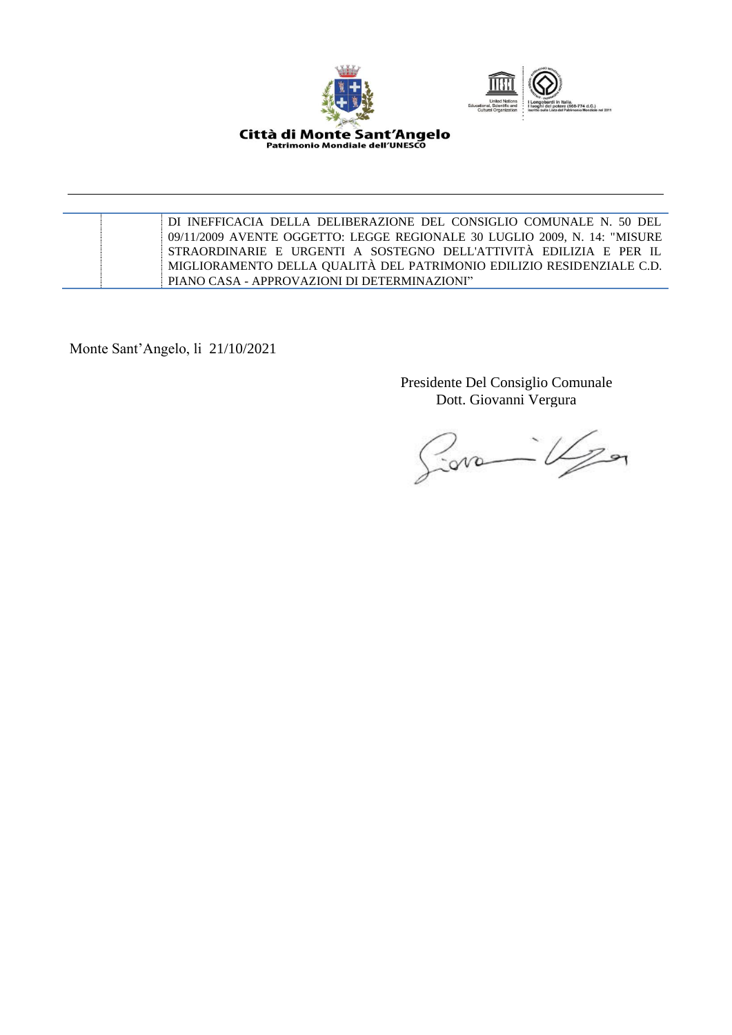Città di Monte Sant'Angelo
Patrimonio Mondiale dell'UNESCO

| | | |
|---|---|---|
| | | DI INEFFICACIA DELLA DELIBERAZIONE DEL CONSIGLIO COMUNALE N. 50 DEL 09/11/2009 AVENTE OGGETTO: LEGGE REGIONALE 30 LUGLIO 2009, N. 14: "MISURE STRAORDINARIE E URGENTI A SOSTEGNO DELL'ATTIVITÀ EDILIZIA E PER IL MIGLIORAMENTO DELLA QUALITÀ DEL PATRIMONIO EDILIZIO RESIDENZIALE C.D. PIANO CASA - APPROVAZIONI DI DETERMINAZIONI" |

Monte Sant'Angelo, li 21/10/2021

Presidente Del Consiglio Comunale
Dott. Giovanni Vergura